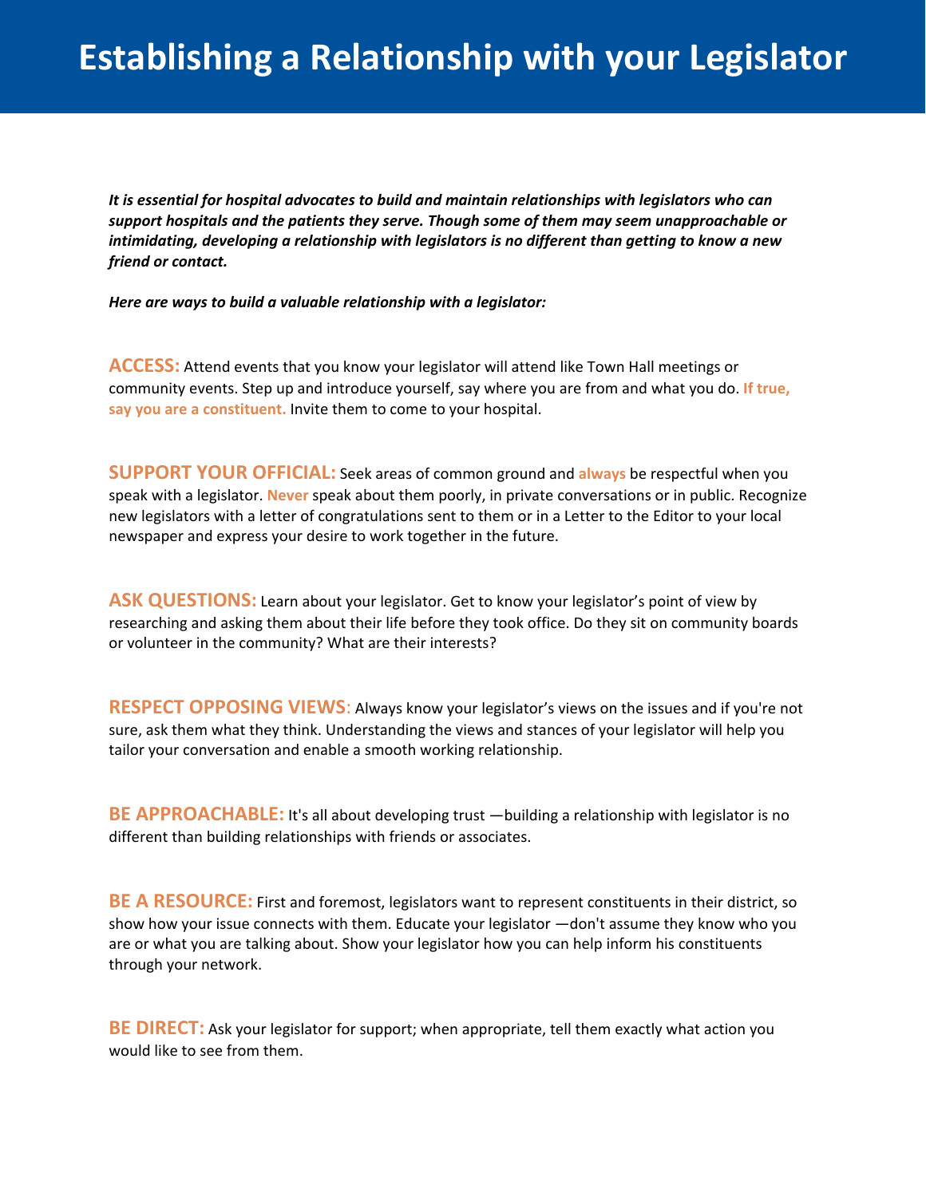# Establishing a Relationship with your Legislator

***It is essential for hospital advocates to build and maintain relationships with legislators who can support hospitals and the patients they serve. Though some of them may seem unapproachable or intimidating, developing a relationship with legislators is no different than getting to know a new friend or contact.***

***Here are ways to build a valuable relationship with a legislator:***

**ACCESS:** Attend events that you know your legislator will attend like Town Hall meetings or community events. Step up and introduce yourself, say where you are from and what you do. **If true, say you are a constituent.** Invite them to come to your hospital.

**SUPPORT YOUR OFFICIAL:** Seek areas of common ground and **always** be respectful when you speak with a legislator. **Never** speak about them poorly, in private conversations or in public. Recognize new legislators with a letter of congratulations sent to them or in a Letter to the Editor to your local newspaper and express your desire to work together in the future.

**ASK QUESTIONS:** Learn about your legislator. Get to know your legislator's point of view by researching and asking them about their life before they took office. Do they sit on community boards or volunteer in the community? What are their interests?

**RESPECT OPPOSING VIEWS**: Always know your legislator's views on the issues and if you're not sure, ask them what they think. Understanding the views and stances of your legislator will help you tailor your conversation and enable a smooth working relationship.

**BE APPROACHABLE:** It's all about developing trust —building a relationship with legislator is no different than building relationships with friends or associates.

**BE A RESOURCE:** First and foremost, legislators want to represent constituents in their district, so show how your issue connects with them. Educate your legislator —don't assume they know who you are or what you are talking about. Show your legislator how you can help inform his constituents through your network.

**BE DIRECT:** Ask your legislator for support; when appropriate, tell them exactly what action you would like to see from them.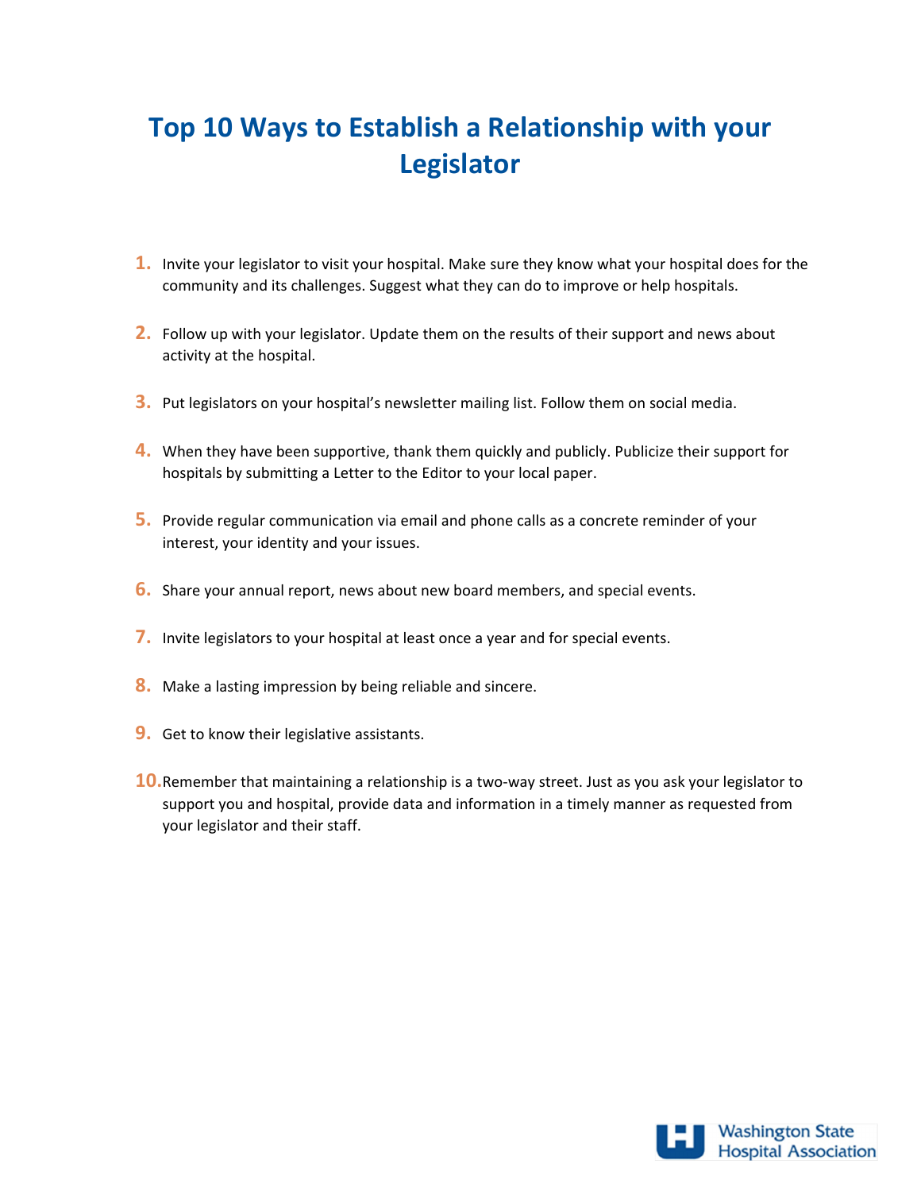# Top 10 Ways to Establish a Relationship with your Legislator

1. Invite your legislator to visit your hospital. Make sure they know what your hospital does for the community and its challenges. Suggest what they can do to improve or help hospitals.

2. Follow up with your legislator. Update them on the results of their support and news about activity at the hospital.

3. Put legislators on your hospital's newsletter mailing list. Follow them on social media.

4. When they have been supportive, thank them quickly and publicly. Publicize their support for hospitals by submitting a Letter to the Editor to your local paper.

5. Provide regular communication via email and phone calls as a concrete reminder of your interest, your identity and your issues.

6. Share your annual report, news about new board members, and special events.

7. Invite legislators to your hospital at least once a year and for special events.

8. Make a lasting impression by being reliable and sincere.

9. Get to know their legislative assistants.

10. Remember that maintaining a relationship is a two-way street. Just as you ask your legislator to support you and hospital, provide data and information in a timely manner as requested from your legislator and their staff.

Washington State Hospital Association